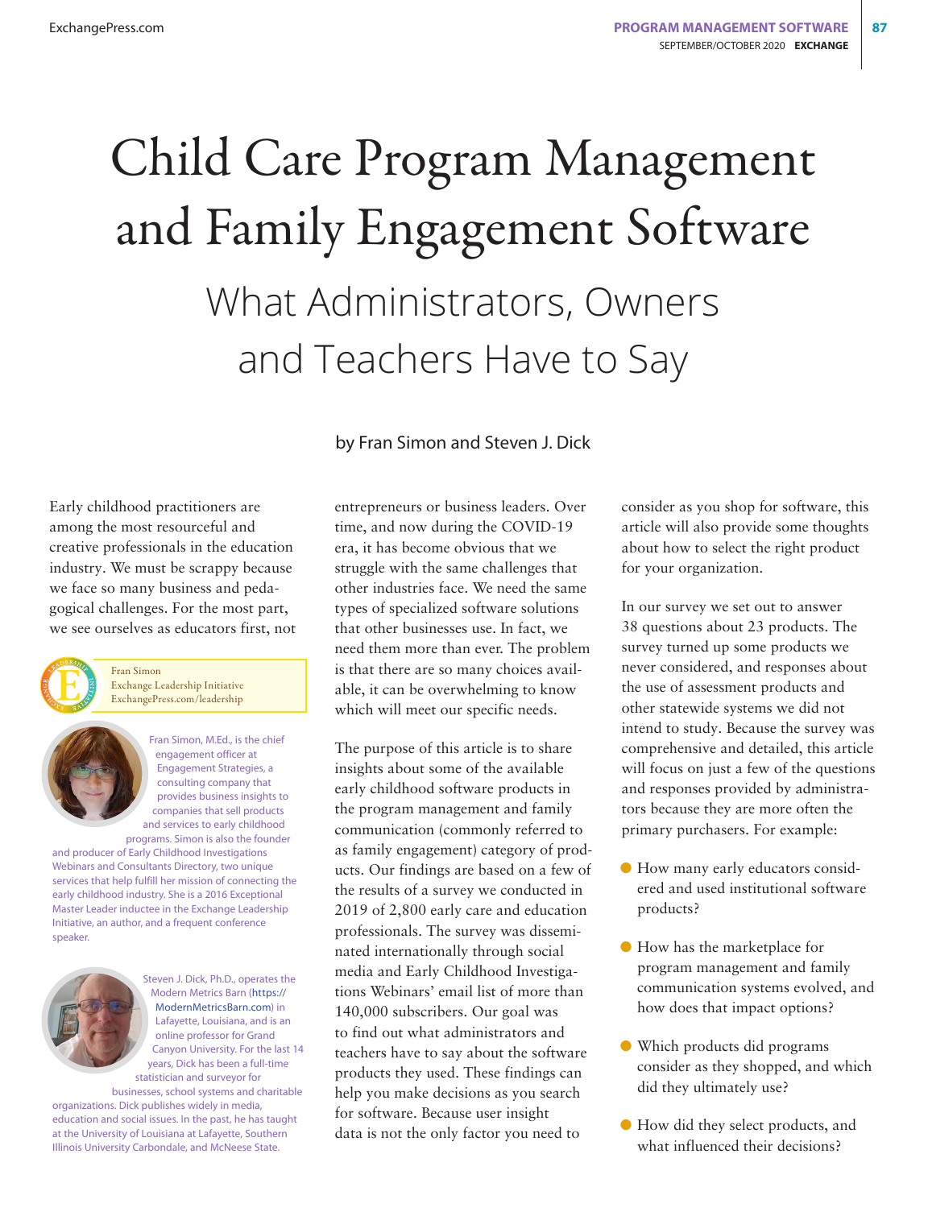# Child Care Program Management and Family Engagement Software

## What Administrators, Owners and Teachers Have to Say

by Fran Simon and Steven J. Dick

Early childhood practitioners are among the most resourceful and creative professionals in the education industry. We must be scrappy because we face so many business and pedagogical challenges. For the most part, we see ourselves as educators first, not entrepreneurs or business leaders. Over time, and now during the COVID-19 era, it has become obvious that we struggle with the same challenges that other industries face. We need the same types of specialized software solutions that other businesses use. In fact, we need them more than ever. The problem is that there are so many choices available, it can be overwhelming to know which will meet our specific needs.

Fran Simon
Exchange Leadership Initiative
ExchangePress.com/leadership

Fran Simon, M.Ed., is the chief engagement officer at Engagement Strategies, a consulting company that provides business insights to companies that sell products and services to early childhood programs. Simon is also the founder and producer of Early Childhood Investigations Webinars and Consultants Directory, two unique services that help fulfill her mission of connecting the early childhood industry. She is a 2016 Exceptional Master Leader inductee in the Exchange Leadership Initiative, an author, and a frequent conference speaker.

Steven J. Dick, Ph.D., operates the Modern Metrics Barn (https://ModernMetricsBarn.com) in Lafayette, Louisiana, and is an online professor for Grand Canyon University. For the last 14 years, Dick has been a full-time statistician and surveyor for businesses, school systems and charitable organizations. Dick publishes widely in media, education and social issues. In the past, he has taught at the University of Louisiana at Lafayette, Southern Illinois University Carbondale, and McNeese State.

The purpose of this article is to share insights about some of the available early childhood software products in the program management and family communication (commonly referred to as family engagement) category of products. Our findings are based on a few of the results of a survey we conducted in 2019 of 2,800 early care and education professionals. The survey was disseminated internationally through social media and Early Childhood Investigations Webinars' email list of more than 140,000 subscribers. Our goal was to find out what administrators and teachers have to say about the software products they used. These findings can help you make decisions as you search for software. Because user insight data is not the only factor you need to consider as you shop for software, this article will also provide some thoughts about how to select the right product for your organization.

In our survey we set out to answer 38 questions about 23 products. The survey turned up some products we never considered, and responses about the use of assessment products and other statewide systems we did not intend to study. Because the survey was comprehensive and detailed, this article will focus on just a few of the questions and responses provided by administrators because they are more often the primary purchasers. For example:

- How many early educators considered and used institutional software products?
- How has the marketplace for program management and family communication systems evolved, and how does that impact options?
- Which products did programs consider as they shopped, and which did they ultimately use?
- How did they select products, and what influenced their decisions?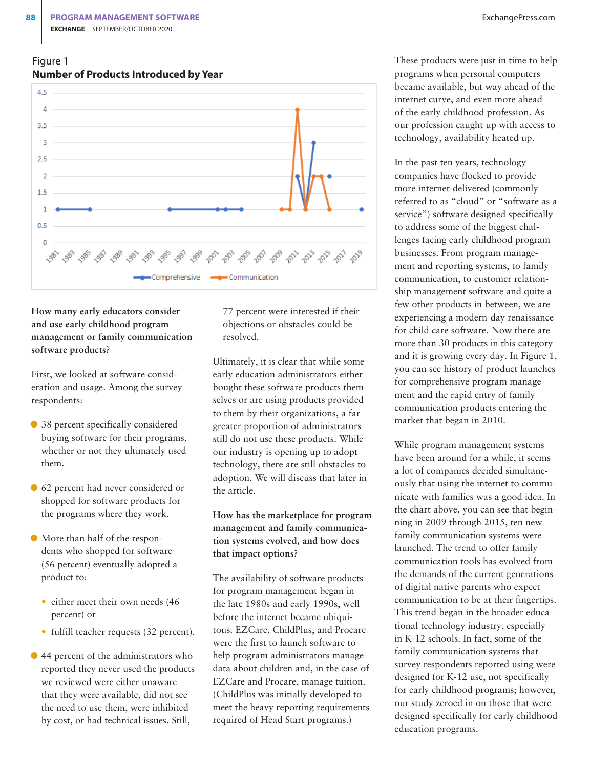Figure 1
**Number of Products Introduced by Year**

4.5
4
3.5
3
2.5
2
1.5
1
0.5
0

1981 1983 1985 1987 1989 1991 1993 1995 1997 1999 2001 2003 2005 2007 2009 2011 2013 2015 2017 2019

Comprehensive
Communication

**How many early educators consider and use early childhood program management or family communication software products?**

First, we looked at software consideration and usage. Among the survey respondents:

- 38 percent specifically considered buying software for their programs, whether or not they ultimately used them.
- 62 percent had never considered or shopped for software products for the programs where they work.
- More than half of the respondents who shopped for software (56 percent) eventually adopted a product to:
  - either meet their own needs (46 percent) or
  - fulfill teacher requests (32 percent).
- 44 percent of the administrators who reported they never used the products we reviewed were either unaware that they were available, did not see the need to use them, were inhibited by cost, or had technical issues. Still, 77 percent were interested if their objections or obstacles could be resolved.

Ultimately, it is clear that while some early education administrators either bought these software products themselves or are using products provided to them by their organizations, a far greater proportion of administrators still do not use these products. While our industry is opening up to adopt technology, there are still obstacles to adoption. We will discuss that later in the article.

**How has the marketplace for program management and family communication systems evolved, and how does that impact options?**

The availability of software products for program management began in the late 1980s and early 1990s, well before the internet became ubiquitous. EZCare, ChildPlus, and Procare were the first to launch software to help program administrators manage data about children and, in the case of EZCare and Procare, manage tuition. (ChildPlus was initially developed to meet the heavy reporting requirements required of Head Start programs.)

These products were just in time to help programs when personal computers became available, but way ahead of the internet curve, and even more ahead of the early childhood profession. As our profession caught up with access to technology, availability heated up.

In the past ten years, technology companies have flocked to provide more internet-delivered (commonly referred to as "cloud" or "software as a service") software designed specifically to address some of the biggest challenges facing early childhood program businesses. From program management and reporting systems, to family communication, to customer relationship management software and quite a few other products in between, we are experiencing a modern-day renaissance for child care software. Now there are more than 30 products in this category and it is growing every day. In Figure 1, you can see history of product launches for comprehensive program management and the rapid entry of family communication products entering the market that began in 2010.

While program management systems have been around for a while, it seems a lot of companies decided simultaneously that using the internet to communicate with families was a good idea. In the chart above, you can see that beginning in 2009 through 2015, ten new family communication systems were launched. The trend to offer family communication tools has evolved from the demands of the current generations of digital native parents who expect communication to be at their fingertips. This trend began in the broader educational technology industry, especially in K-12 schools. In fact, some of the family communication systems that survey respondents reported using were designed for K-12 use, not specifically for early childhood programs; however, our study zeroed in on those that were designed specifically for early childhood education programs.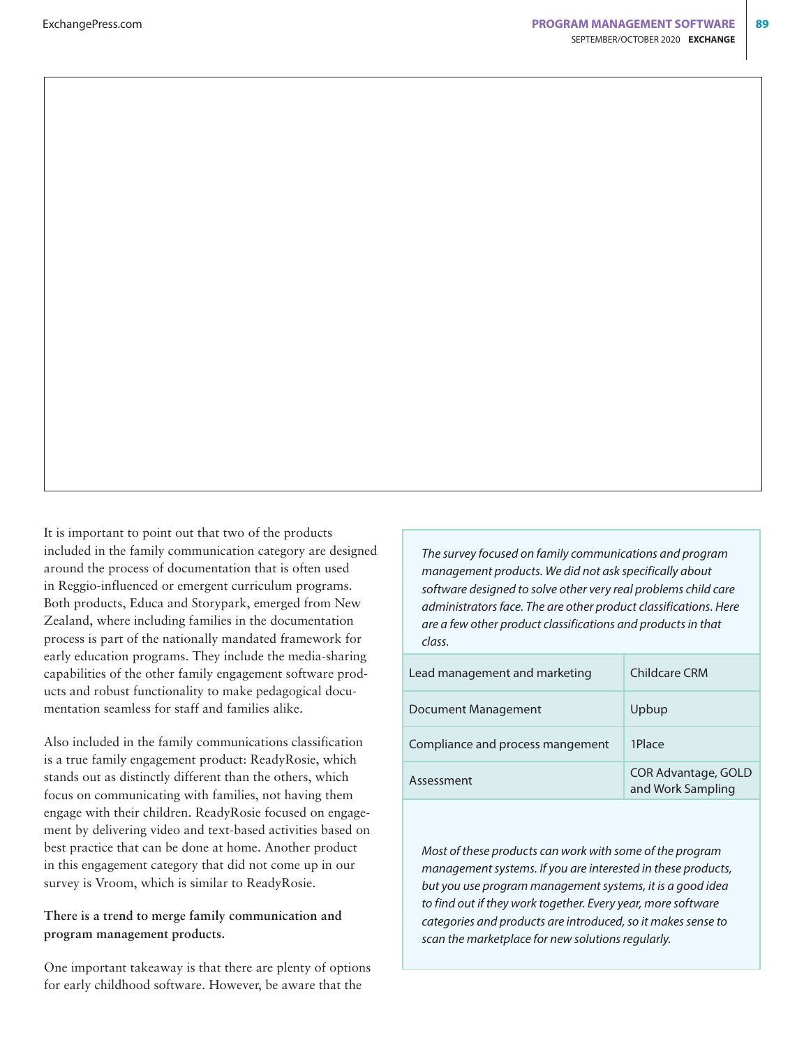It is important to point out that two of the products included in the family communication category are designed around the process of documentation that is often used in Reggio-influenced or emergent curriculum programs. Both products, Educa and Storypark, emerged from New Zealand, where including families in the documentation process is part of the nationally mandated framework for early education programs. They include the media-sharing capabilities of the other family engagement software products and robust functionality to make pedagogical documentation seamless for staff and families alike.

Also included in the family communications classification is a true family engagement product: ReadyRosie, which stands out as distinctly different than the others, which focus on communicating with families, not having them engage with their children. ReadyRosie focused on engagement by delivering video and text-based activities based on best practice that can be done at home. Another product in this engagement category that did not come up in our survey is Vroom, which is similar to ReadyRosie.

**There is a trend to merge family communication and program management products.**

One important takeaway is that there are plenty of options for early childhood software. However, be aware that the

*The survey focused on family communications and program management products. We did not ask specifically about software designed to solve other very real problems child care administrators face. The are other product classifications. Here are a few other product classifications and products in that class.*

| Classification | Product |
|---|---|
| Lead management and marketing | Childcare CRM |
| Document Management | Upbup |
| Compliance and process mangement | 1Place |
| Assessment | COR Advantage, GOLD and Work Sampling |

*Most of these products can work with some of the program management systems. If you are interested in these products, but you use program management systems, it is a good idea to find out if they work together. Every year, more software categories and products are introduced, so it makes sense to scan the marketplace for new solutions regularly.*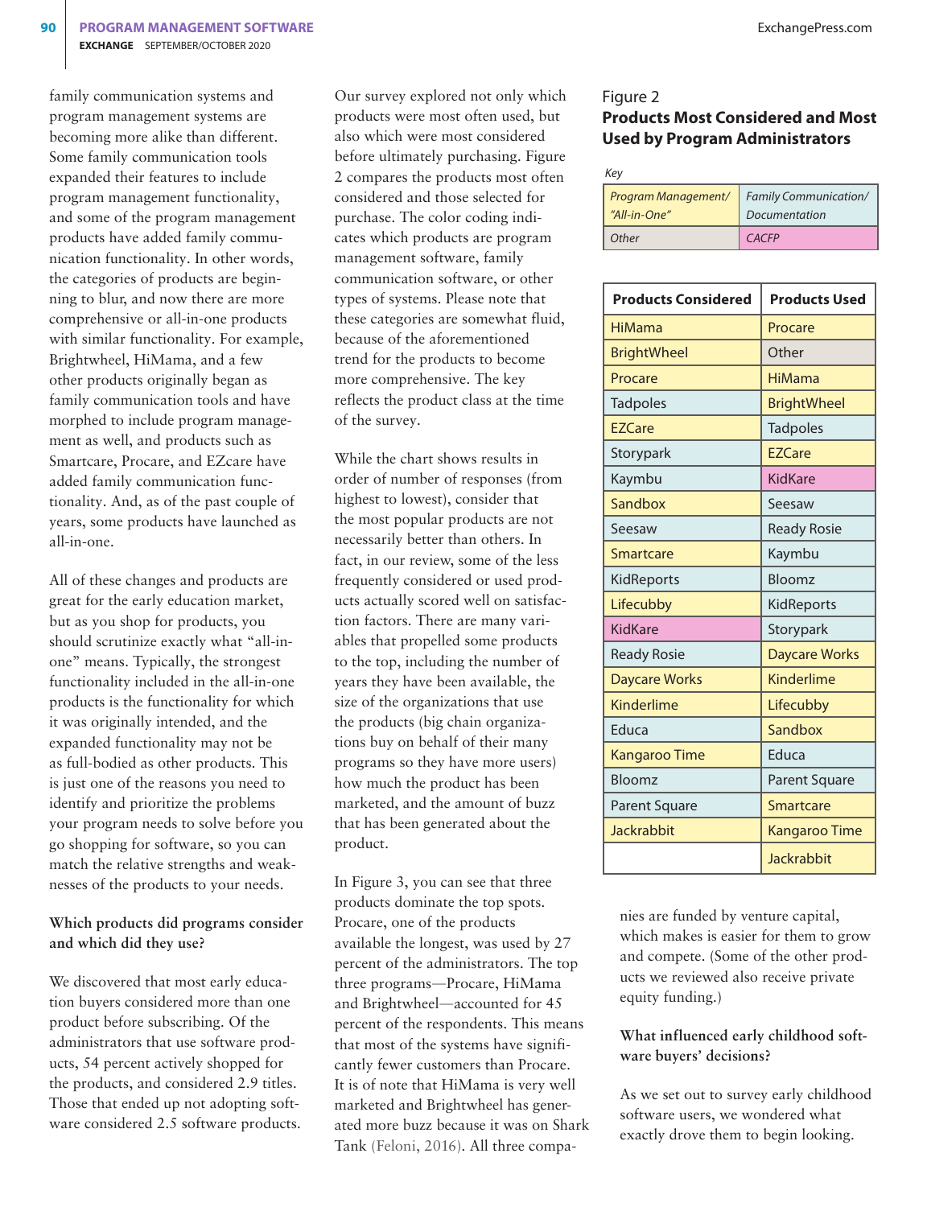family communication systems and program management systems are becoming more alike than different. Some family communication tools expanded their features to include program management functionality, and some of the program management products have added family communication functionality. In other words, the categories of products are beginning to blur, and now there are more comprehensive or all-in-one products with similar functionality. For example, Brightwheel, HiMama, and a few other products originally began as family communication tools and have morphed to include program management as well, and products such as Smartcare, Procare, and EZcare have added family communication functionality. And, as of the past couple of years, some products have launched as all-in-one.

All of these changes and products are great for the early education market, but as you shop for products, you should scrutinize exactly what "all-in-one" means. Typically, the strongest functionality included in the all-in-one products is the functionality for which it was originally intended, and the expanded functionality may not be as full-bodied as other products. This is just one of the reasons you need to identify and prioritize the problems your program needs to solve before you go shopping for software, so you can match the relative strengths and weaknesses of the products to your needs.

### Which products did programs consider and which did they use?

We discovered that most early education buyers considered more than one product before subscribing. Of the administrators that use software products, 54 percent actively shopped for the products, and considered 2.9 titles. Those that ended up not adopting software considered 2.5 software products.

Our survey explored not only which products were most often used, but also which were most considered before ultimately purchasing. Figure 2 compares the products most often considered and those selected for purchase. The color coding indicates which products are program management software, family communication software, or other types of systems. Please note that these categories are somewhat fluid, because of the aforementioned trend for the products to become more comprehensive. The key reflects the product class at the time of the survey.

While the chart shows results in order of number of responses (from highest to lowest), consider that the most popular products are not necessarily better than others. In fact, in our review, some of the less frequently considered or used products actually scored well on satisfaction factors. There are many variables that propelled some products to the top, including the number of years they have been available, the size of the organizations that use the products (big chain organizations buy on behalf of their many programs so they have more users) how much the product has been marketed, and the amount of buzz that has been generated about the product.

In Figure 3, you can see that three products dominate the top spots. Procare, one of the products available the longest, was used by 27 percent of the administrators. The top three programs—Procare, HiMama and Brightwheel—accounted for 45 percent of the respondents. This means that most of the systems have significantly fewer customers than Procare. It is of note that HiMama is very well marketed and Brightwheel has generated more buzz because it was on Shark Tank (Feloni, 2016). All three companies are funded by venture capital, which makes is easier for them to grow and compete. (Some of the other products we reviewed also receive private equity funding.)

Figure 2
**Products Most Considered and Most Used by Program Administrators**

*Key*

| | |
|---|---|
| *Program Management/ "All-in-One"* | *Family Communication/ Documentation* |
| *Other* | *CACFP* |

| Products Considered | Products Used |
|---|---|
| HiMama | Procare |
| BrightWheel | Other |
| Procare | HiMama |
| Tadpoles | BrightWheel |
| EZCare | Tadpoles |
| Storypark | EZCare |
| Kaymbu | KidKare |
| Sandbox | Seesaw |
| Seesaw | Ready Rosie |
| Smartcare | Kaymbu |
| KidReports | Bloomz |
| Lifecubby | KidReports |
| KidKare | Storypark |
| Ready Rosie | Daycare Works |
| Daycare Works | Kinderlime |
| Kinderlime | Lifecubby |
| Educa | Sandbox |
| Kangaroo Time | Educa |
| Bloomz | Parent Square |
| Parent Square | Smartcare |
| Jackrabbit | Kangaroo Time |
| | Jackrabbit |

### What influenced early childhood software buyers' decisions?

As we set out to survey early childhood software users, we wondered what exactly drove them to begin looking.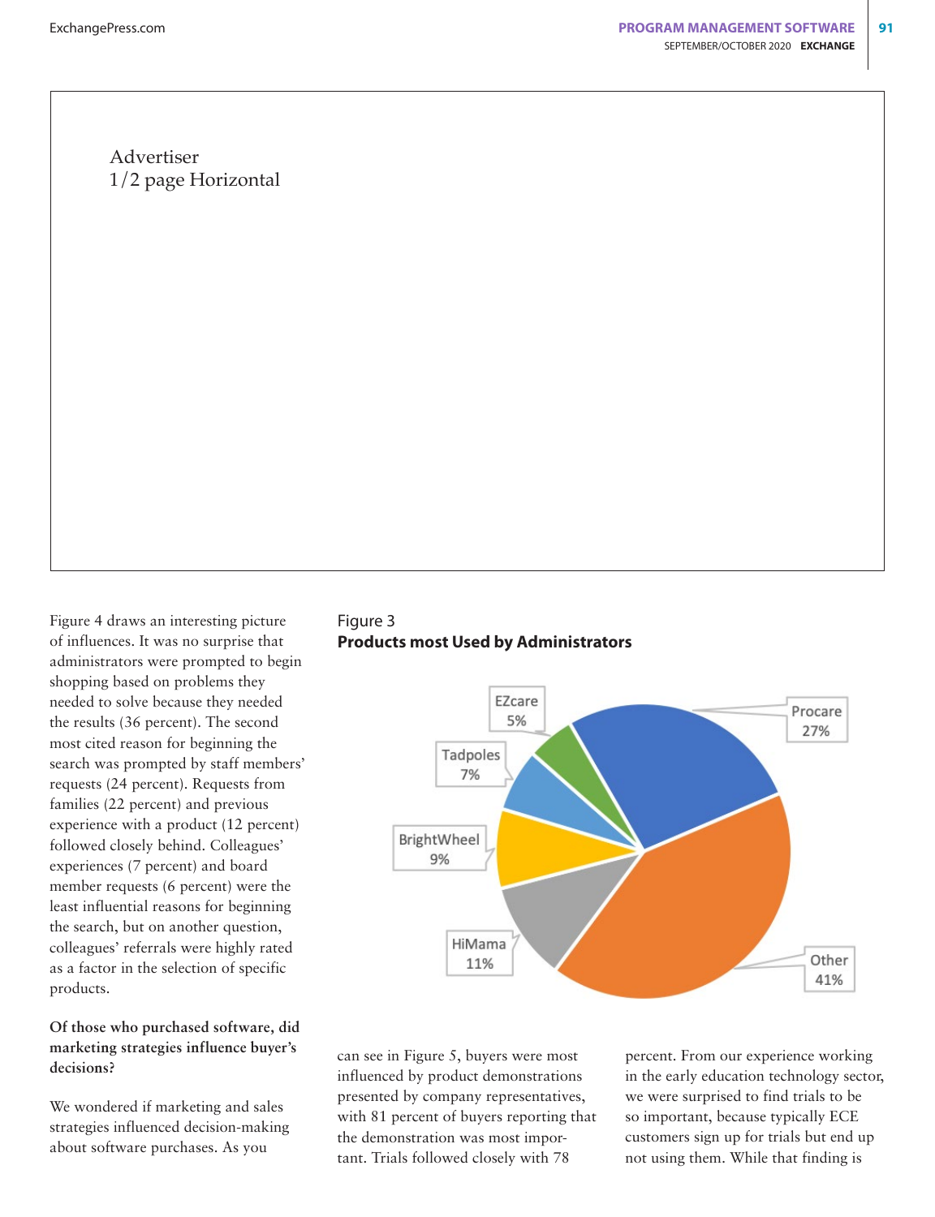Advertiser
1/2 page Horizontal

Figure 4 draws an interesting picture of influences. It was no surprise that administrators were prompted to begin shopping based on problems they needed to solve because they needed the results (36 percent). The second most cited reason for beginning the search was prompted by staff members' requests (24 percent). Requests from families (22 percent) and previous experience with a product (12 percent) followed closely behind. Colleagues' experiences (7 percent) and board member requests (6 percent) were the least influential reasons for beginning the search, but on another question, colleagues' referrals were highly rated as a factor in the selection of specific products.

Figure 3
**Products most Used by Administrators**

EZcare 5%
Procare 27%
Tadpoles 7%
BrightWheel 9%
HiMama 11%
Other 41%

**Of those who purchased software, did marketing strategies influence buyer's decisions?**

We wondered if marketing and sales strategies influenced decision-making about software purchases. As you can see in Figure 5, buyers were most influenced by product demonstrations presented by company representatives, with 81 percent of buyers reporting that the demonstration was most important. Trials followed closely with 78 percent. From our experience working in the early education technology sector, we were surprised to find trials to be so important, because typically ECE customers sign up for trials but end up not using them. While that finding is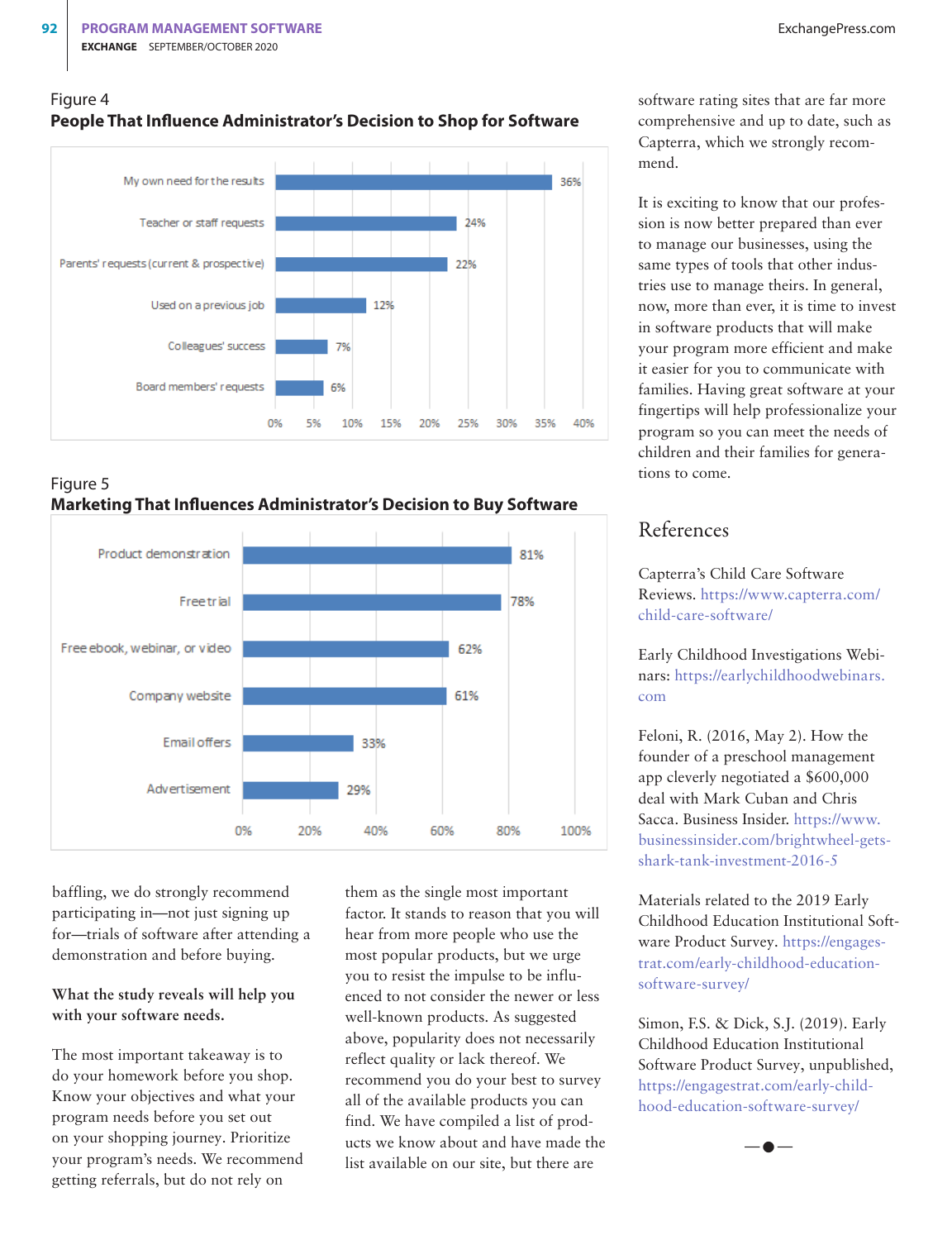Figure 4

**People That Influence Administrator's Decision to Shop for Software**

My own need for the results
36%
Teacher or staff requests
24%
Parents' requests (current & prospective)
22%
Used on a previous job
12%
Colleagues' success
7%
Board members' requests
6%

0% 5% 10% 15% 20% 25% 30% 35% 40%

Figure 5

**Marketing That Influences Administrator's Decision to Buy Software**

Product demonstration
81%
Free trial
78%
Free ebook, webinar, or video
62%
Company website
61%
Email offers
33%
Advertisement
29%

0% 20% 40% 60% 80% 100%

baffling, we do strongly recommend participating in—not just signing up for—trials of software after attending a demonstration and before buying.

**What the study reveals will help you with your software needs.**

The most important takeaway is to do your homework before you shop. Know your objectives and what your program needs before you set out on your shopping journey. Prioritize your program's needs. We recommend getting referrals, but do not rely on them as the single most important factor. It stands to reason that you will hear from more people who use the most popular products, but we urge you to resist the impulse to be influenced to not consider the newer or less well-known products. As suggested above, popularity does not necessarily reflect quality or lack thereof. We recommend you do your best to survey all of the available products you can find. We have compiled a list of products we know about and have made the list available on our site, but there are software rating sites that are far more comprehensive and up to date, such as Capterra, which we strongly recommend.

It is exciting to know that our profession is now better prepared than ever to manage our businesses, using the same types of tools that other industries use to manage theirs. In general, now, more than ever, it is time to invest in software products that will make your program more efficient and make it easier for you to communicate with families. Having great software at your fingertips will help professionalize your program so you can meet the needs of children and their families for generations to come.

## References

Capterra's Child Care Software Reviews. https://www.capterra.com/child-care-software/

Early Childhood Investigations Webinars: https://earlychildhoodwebinars.com

Feloni, R. (2016, May 2). How the founder of a preschool management app cleverly negotiated a $600,000 deal with Mark Cuban and Chris Sacca. Business Insider. https://www.businessinsider.com/brightwheel-gets-shark-tank-investment-2016-5

Materials related to the 2019 Early Childhood Education Institutional Software Product Survey. https://engagestrat.com/early-childhood-education-software-survey/

Simon, F.S. & Dick, S.J. (2019). Early Childhood Education Institutional Software Product Survey, unpublished, https://engagestrat.com/early-childhood-education-software-survey/